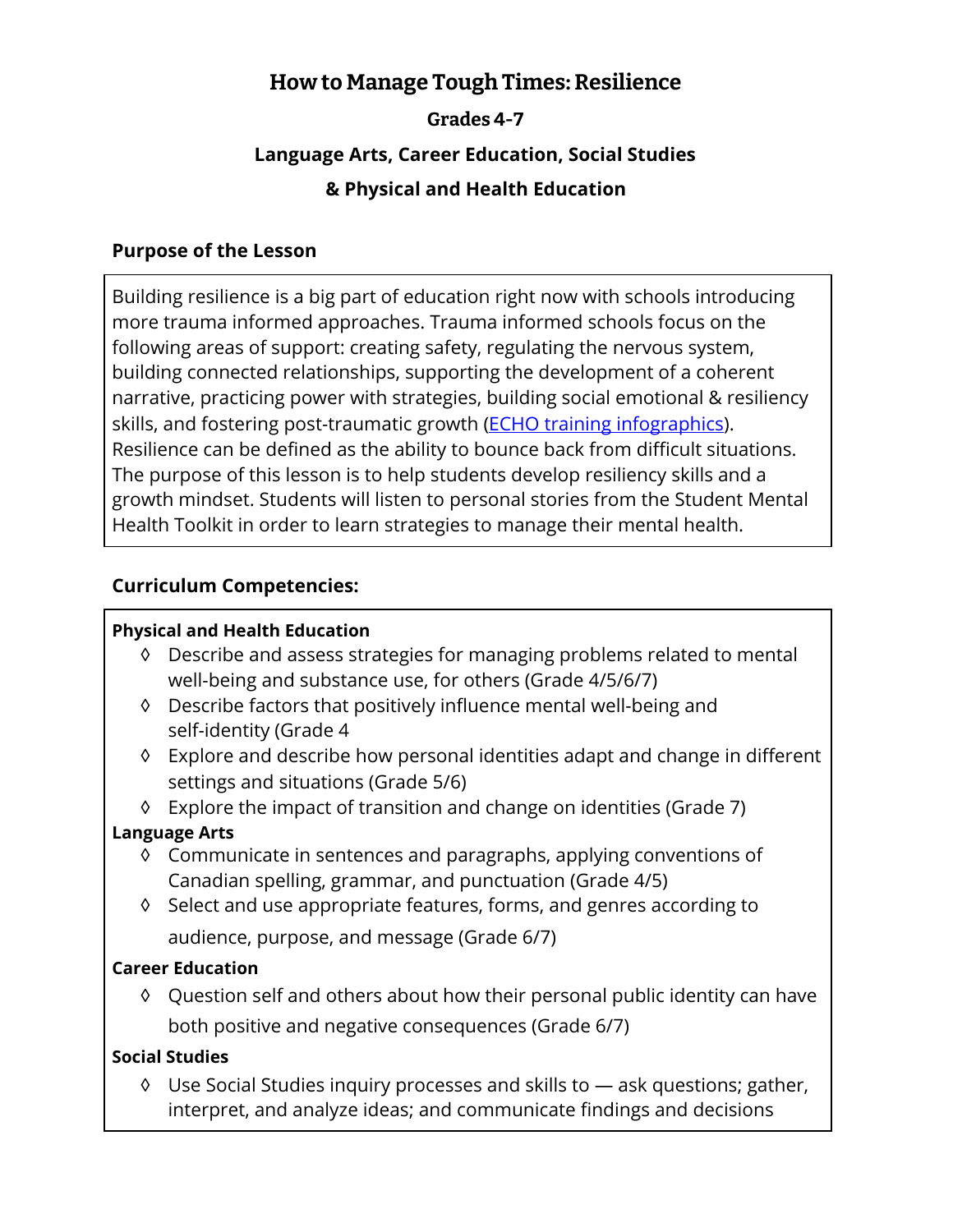# How to Manage Tough Times: Resilience

**Grades 4-7**

**Language Arts, Career Education, Social Studies**

**& Physical and Health Education**

## Purpose of the Lesson

Building resilience is a big part of education right now with schools introducing more trauma informed approaches. Trauma informed schools focus on the following areas of support: creating safety, regulating the nervous system, building connected relationships, supporting the development of a coherent narrative, practicing power with strategies, building social emotional & resiliency skills, and fostering post-traumatic growth (ECHO training infographics). Resilience can be defined as the ability to bounce back from difficult situations. The purpose of this lesson is to help students develop resiliency skills and a growth mindset. Students will listen to personal stories from the Student Mental Health Toolkit in order to learn strategies to manage their mental health.

## Curriculum Competencies:

**Physical and Health Education**

- ◊ Describe and assess strategies for managing problems related to mental well-being and substance use, for others (Grade 4/5/6/7)
- ◊ Describe factors that positively influence mental well-being and self-identity (Grade 4
- ◊ Explore and describe how personal identities adapt and change in different settings and situations (Grade 5/6)
- ◊ Explore the impact of transition and change on identities (Grade 7)

**Language Arts**

- ◊ Communicate in sentences and paragraphs, applying conventions of Canadian spelling, grammar, and punctuation (Grade 4/5)
- ◊ Select and use appropriate features, forms, and genres according to audience, purpose, and message (Grade 6/7)

**Career Education**

- ◊ Question self and others about how their personal public identity can have both positive and negative consequences (Grade 6/7)

**Social Studies**

- ◊ Use Social Studies inquiry processes and skills to — ask questions; gather, interpret, and analyze ideas; and communicate findings and decisions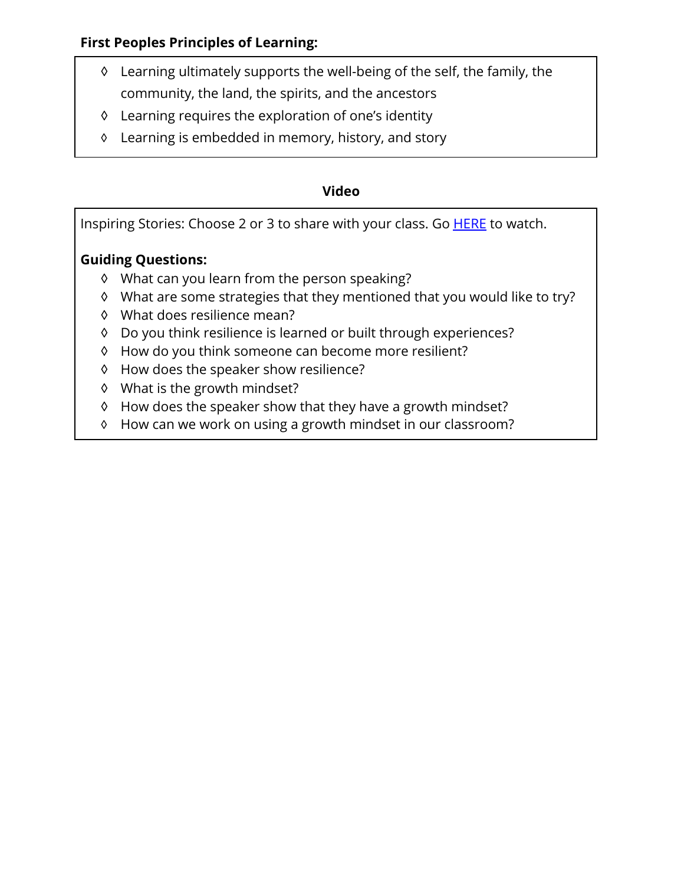**First Peoples Principles of Learning:**

- ◊ Learning ultimately supports the well-being of the self, the family, the community, the land, the spirits, and the ancestors
- ◊ Learning requires the exploration of one's identity
- ◊ Learning is embedded in memory, history, and story

**Video**

Inspiring Stories: Choose 2 or 3 to share with your class. Go HERE to watch.

**Guiding Questions:**

- ◊ What can you learn from the person speaking?
- ◊ What are some strategies that they mentioned that you would like to try?
- ◊ What does resilience mean?
- ◊ Do you think resilience is learned or built through experiences?
- ◊ How do you think someone can become more resilient?
- ◊ How does the speaker show resilience?
- ◊ What is the growth mindset?
- ◊ How does the speaker show that they have a growth mindset?
- ◊ How can we work on using a growth mindset in our classroom?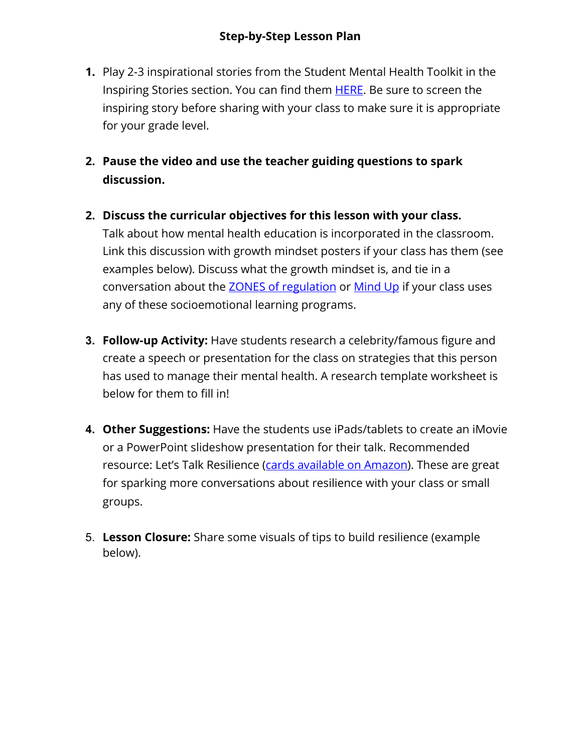**Step-by-Step Lesson Plan**

1. Play 2-3 inspirational stories from the Student Mental Health Toolkit in the Inspiring Stories section. You can find them HERE. Be sure to screen the inspiring story before sharing with your class to make sure it is appropriate for your grade level.

2. **Pause the video and use the teacher guiding questions to spark discussion.**

2. **Discuss the curricular objectives for this lesson with your class.** Talk about how mental health education is incorporated in the classroom. Link this discussion with growth mindset posters if your class has them (see examples below). Discuss what the growth mindset is, and tie in a conversation about the ZONES of regulation or Mind Up if your class uses any of these socioemotional learning programs.

3. **Follow-up Activity:** Have students research a celebrity/famous figure and create a speech or presentation for the class on strategies that this person has used to manage their mental health. A research template worksheet is below for them to fill in!

4. **Other Suggestions:** Have the students use iPads/tablets to create an iMovie or a PowerPoint slideshow presentation for their talk. Recommended resource: Let's Talk Resilience (cards available on Amazon). These are great for sparking more conversations about resilience with your class or small groups.

5. **Lesson Closure:** Share some visuals of tips to build resilience (example below).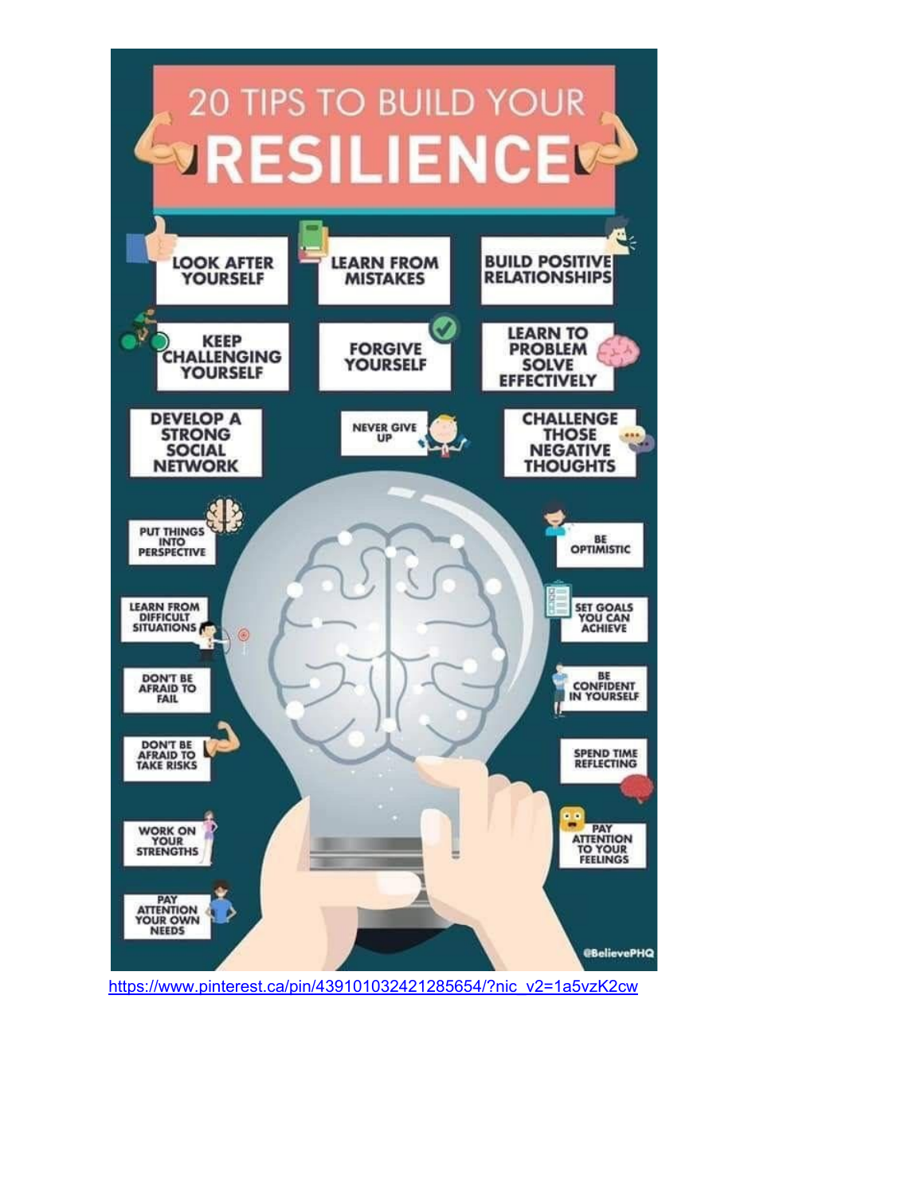# 20 TIPS TO BUILD YOUR RESILIENCE

- LOOK AFTER YOURSELF
- LEARN FROM MISTAKES
- BUILD POSITIVE RELATIONSHIPS
- KEEP CHALLENGING YOURSELF
- FORGIVE YOURSELF
- LEARN TO PROBLEM SOLVE EFFECTIVELY
- DEVELOP A STRONG SOCIAL NETWORK
- NEVER GIVE UP
- CHALLENGE THOSE NEGATIVE THOUGHTS
- PUT THINGS INTO PERSPECTIVE
- BE OPTIMISTIC
- LEARN FROM DIFFICULT SITUATIONS
- SET GOALS YOU CAN ACHIEVE
- DON'T BE AFRAID TO FAIL
- BE CONFIDENT IN YOURSELF
- DON'T BE AFRAID TO TAKE RISKS
- SPEND TIME REFLECTING
- WORK ON YOUR STRENGTHS
- PAY ATTENTION TO YOUR FEELINGS
- PAY ATTENTION YOUR OWN NEEDS

@BelievePHQ

https://www.pinterest.ca/pin/439101032421285654/?nic_v2=1a5vzK2cw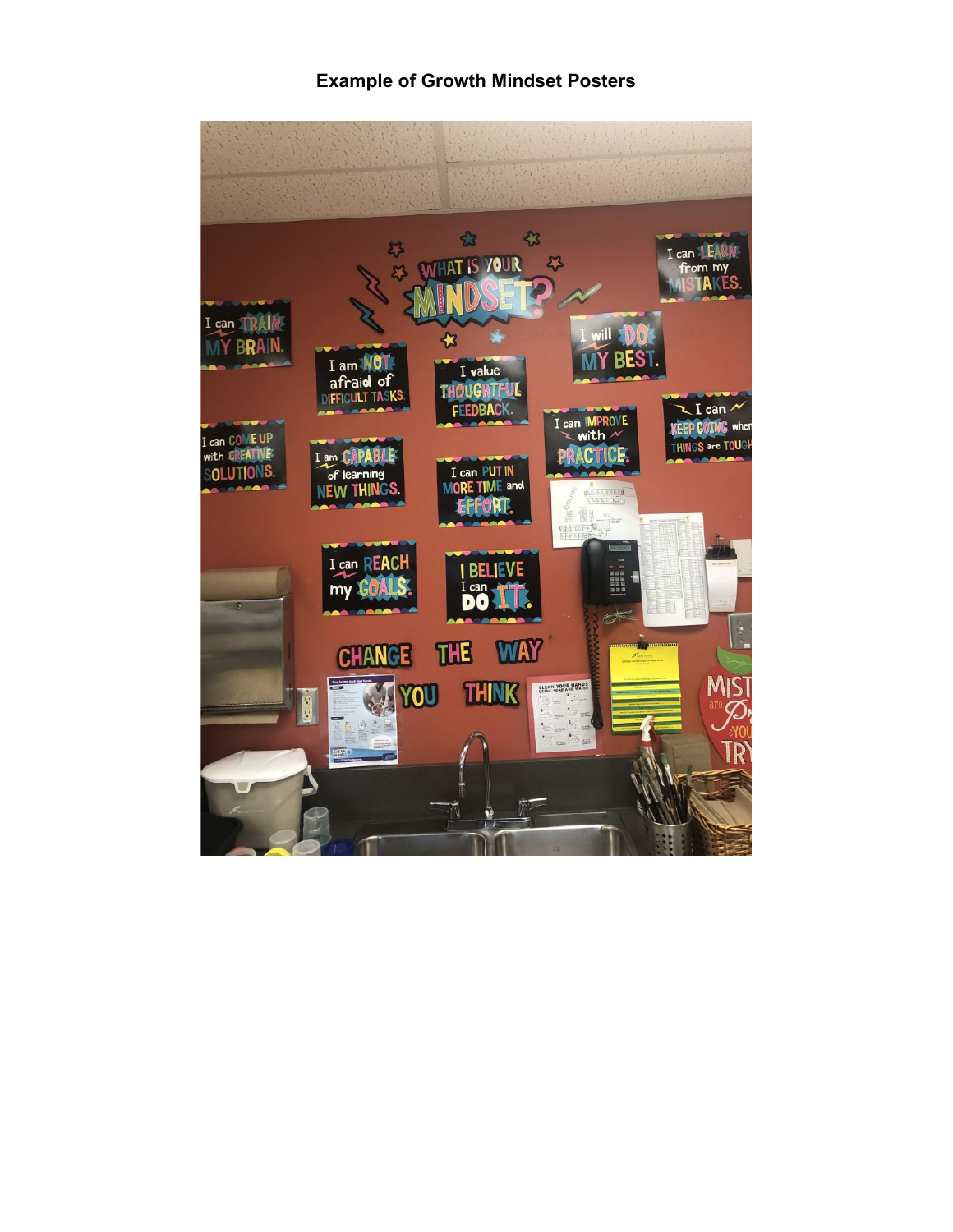**Example of Growth Mindset Posters**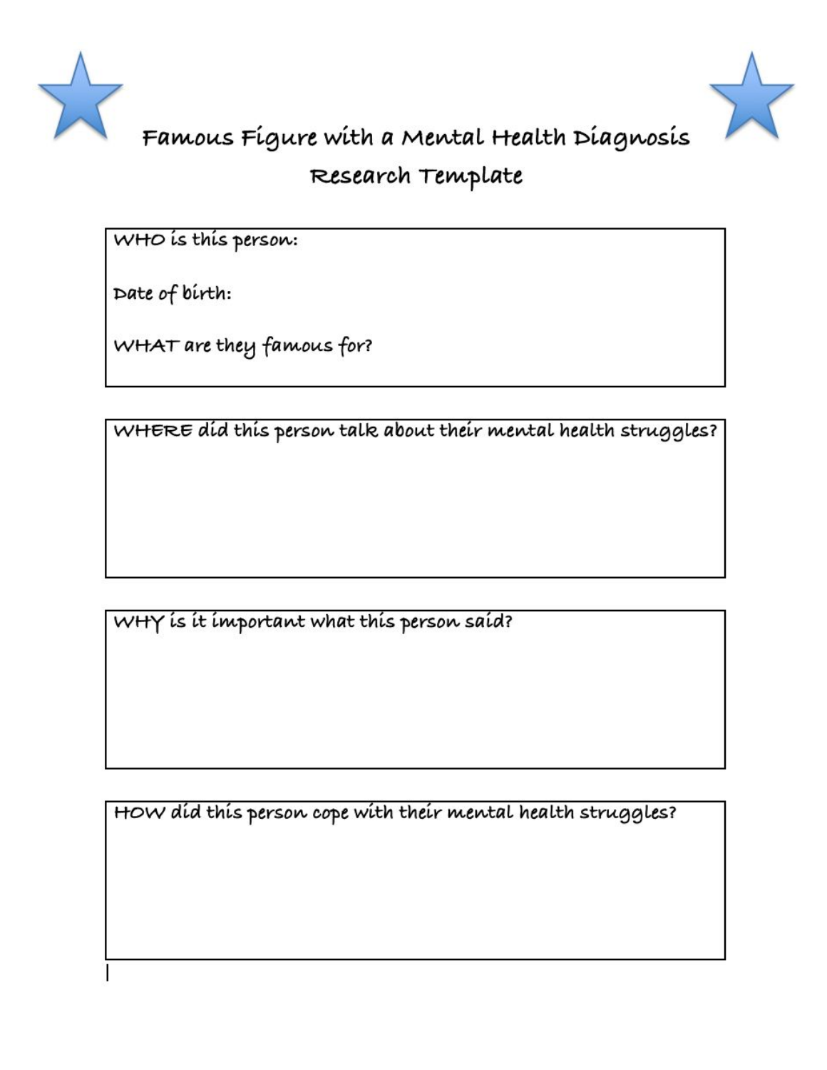# Famous Figure with a Mental Health Diagnosis Research Template

WHO is this person:

Date of birth:

WHAT are they famous for?

WHERE did this person talk about their mental health struggles?

WHY is it important what this person said?

HOW did this person cope with their mental health struggles?